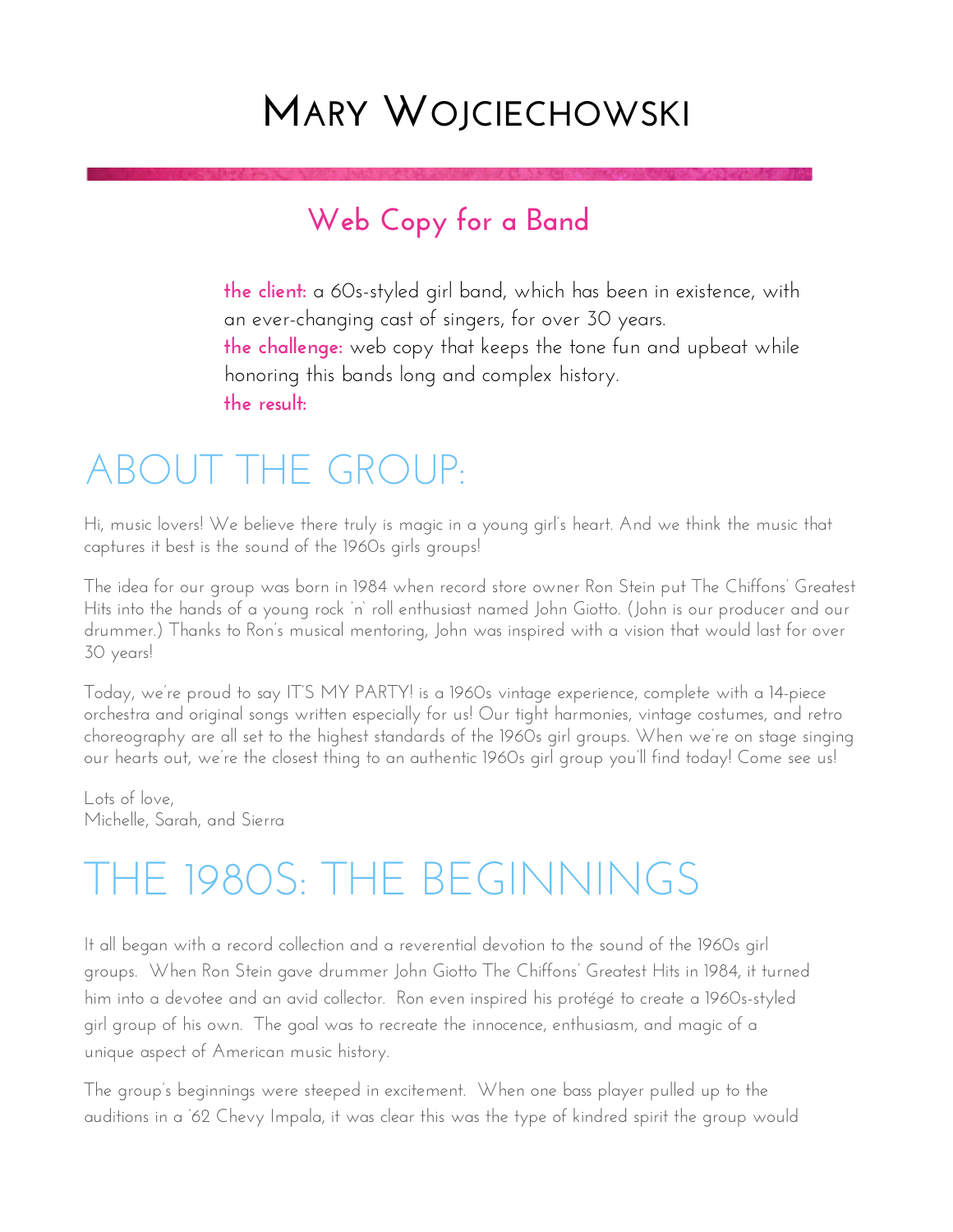# Mary Wojciechowski

## Web Copy for a Band

**the client:** a 60s-styled girl band, which has been in existence, with an ever-changing cast of singers, for over 30 years.
**the challenge:** web copy that keeps the tone fun and upbeat while honoring this bands long and complex history.
**the result:**

# ABOUT THE GROUP:

Hi, music lovers! We believe there truly is magic in a young girl's heart. And we think the music that captures it best is the sound of the 1960s girls groups!

The idea for our group was born in 1984 when record store owner Ron Stein put The Chiffons' Greatest Hits into the hands of a young rock 'n' roll enthusiast named John Giotto. (John is our producer and our drummer.) Thanks to Ron's musical mentoring, John was inspired with a vision that would last for over 30 years!

Today, we're proud to say IT'S MY PARTY! is a 1960s vintage experience, complete with a 14-piece orchestra and original songs written especially for us! Our tight harmonies, vintage costumes, and retro choreography are all set to the highest standards of the 1960s girl groups. When we're on stage singing our hearts out, we're the closest thing to an authentic 1960s girl group you'll find today! Come see us!

Lots of love,
Michelle, Sarah, and Sierra

# THE 1980S: THE BEGINNINGS

It all began with a record collection and a reverential devotion to the sound of the 1960s girl groups. When Ron Stein gave drummer John Giotto The Chiffons' Greatest Hits in 1984, it turned him into a devotee and an avid collector. Ron even inspired his protégé to create a 1960s-styled girl group of his own. The goal was to recreate the innocence, enthusiasm, and magic of a unique aspect of American music history.

The group's beginnings were steeped in excitement. When one bass player pulled up to the auditions in a '62 Chevy Impala, it was clear this was the type of kindred spirit the group would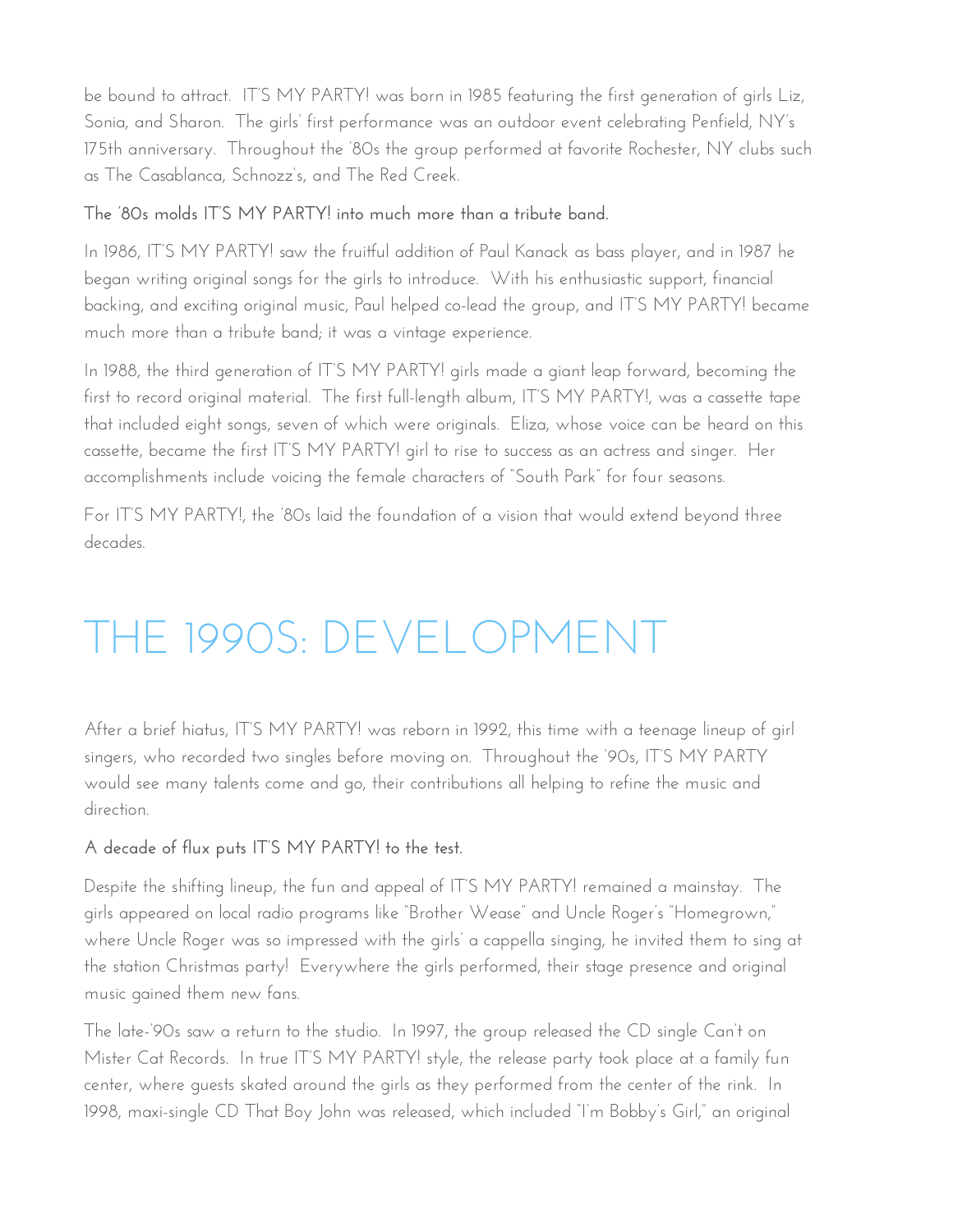be bound to attract. IT'S MY PARTY! was born in 1985 featuring the first generation of girls Liz, Sonia, and Sharon. The girls' first performance was an outdoor event celebrating Penfield, NY's 175th anniversary. Throughout the '80s the group performed at favorite Rochester, NY clubs such as The Casablanca, Schnozz's, and The Red Creek.

### The '80s molds IT'S MY PARTY! into much more than a tribute band.

In 1986, IT'S MY PARTY! saw the fruitful addition of Paul Kanack as bass player, and in 1987 he began writing original songs for the girls to introduce. With his enthusiastic support, financial backing, and exciting original music, Paul helped co-lead the group, and IT'S MY PARTY! became much more than a tribute band; it was a vintage experience.

In 1988, the third generation of IT'S MY PARTY! girls made a giant leap forward, becoming the first to record original material. The first full-length album, IT'S MY PARTY!, was a cassette tape that included eight songs, seven of which were originals. Eliza, whose voice can be heard on this cassette, became the first IT'S MY PARTY! girl to rise to success as an actress and singer. Her accomplishments include voicing the female characters of "South Park" for four seasons.

For IT'S MY PARTY!, the '80s laid the foundation of a vision that would extend beyond three decades.

## THE 1990S: DEVELOPMENT

After a brief hiatus, IT'S MY PARTY! was reborn in 1992, this time with a teenage lineup of girl singers, who recorded two singles before moving on. Throughout the '90s, IT'S MY PARTY would see many talents come and go, their contributions all helping to refine the music and direction.

### A decade of flux puts IT'S MY PARTY! to the test.

Despite the shifting lineup, the fun and appeal of IT'S MY PARTY! remained a mainstay. The girls appeared on local radio programs like "Brother Wease" and Uncle Roger's "Homegrown," where Uncle Roger was so impressed with the girls' a cappella singing, he invited them to sing at the station Christmas party! Everywhere the girls performed, their stage presence and original music gained them new fans.

The late-'90s saw a return to the studio. In 1997, the group released the CD single Can't on Mister Cat Records. In true IT'S MY PARTY! style, the release party took place at a family fun center, where guests skated around the girls as they performed from the center of the rink. In 1998, maxi-single CD That Boy John was released, which included "I'm Bobby's Girl," an original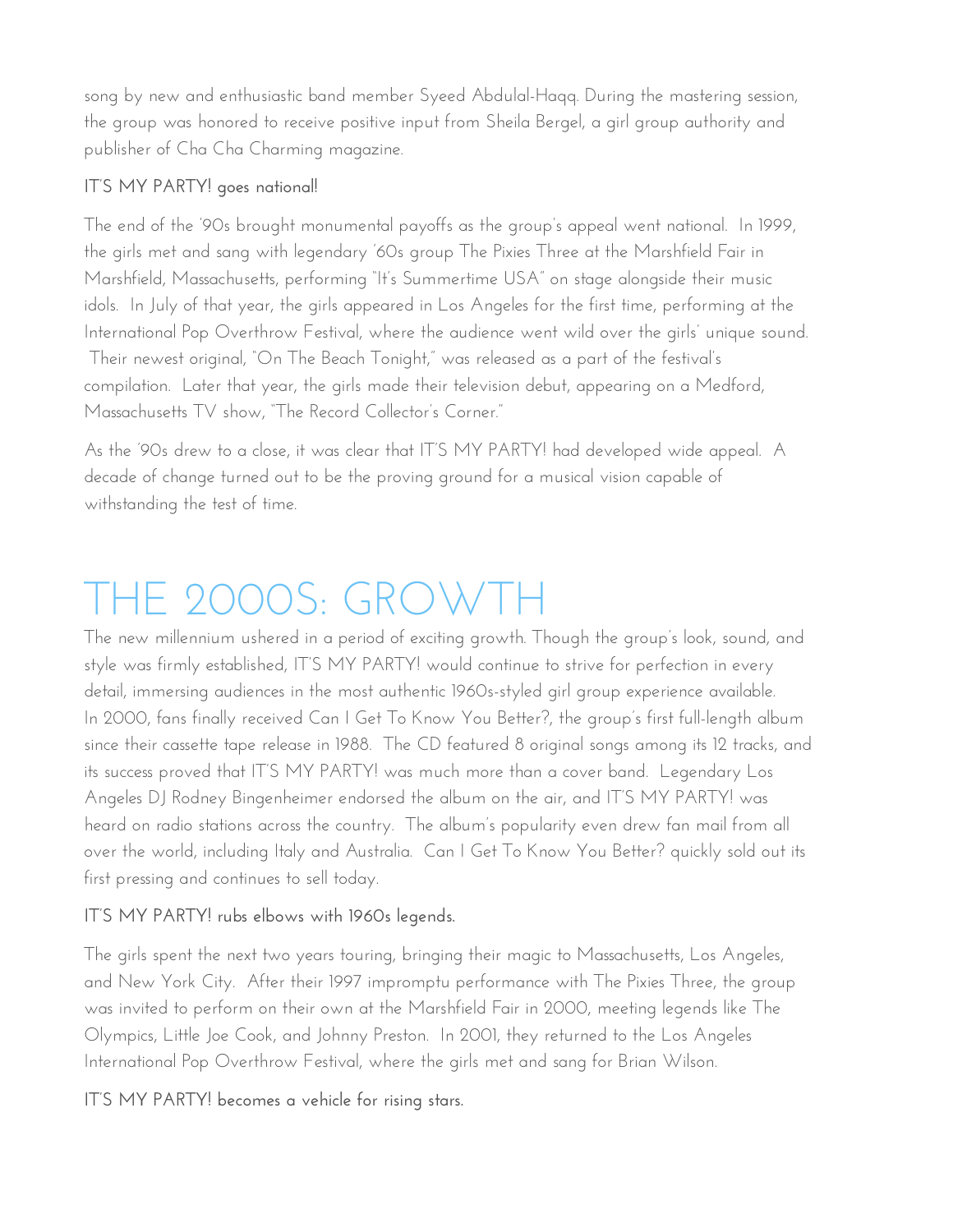song by new and enthusiastic band member Syeed Abdulal-Haqq. During the mastering session, the group was honored to receive positive input from Sheila Bergel, a girl group authority and publisher of Cha Cha Charming magazine.

### IT'S MY PARTY! goes national!

The end of the '90s brought monumental payoffs as the group's appeal went national. In 1999, the girls met and sang with legendary '60s group The Pixies Three at the Marshfield Fair in Marshfield, Massachusetts, performing "It's Summertime USA" on stage alongside their music idols. In July of that year, the girls appeared in Los Angeles for the first time, performing at the International Pop Overthrow Festival, where the audience went wild over the girls' unique sound. Their newest original, "On The Beach Tonight," was released as a part of the festival's compilation. Later that year, the girls made their television debut, appearing on a Medford, Massachusetts TV show, "The Record Collector's Corner."

As the '90s drew to a close, it was clear that IT'S MY PARTY! had developed wide appeal. A decade of change turned out to be the proving ground for a musical vision capable of withstanding the test of time.

## THE 2000S: GROWTH

The new millennium ushered in a period of exciting growth. Though the group's look, sound, and style was firmly established, IT'S MY PARTY! would continue to strive for perfection in every detail, immersing audiences in the most authentic 1960s-styled girl group experience available. In 2000, fans finally received Can I Get To Know You Better?, the group's first full-length album since their cassette tape release in 1988. The CD featured 8 original songs among its 12 tracks, and its success proved that IT'S MY PARTY! was much more than a cover band. Legendary Los Angeles DJ Rodney Bingenheimer endorsed the album on the air, and IT'S MY PARTY! was heard on radio stations across the country. The album's popularity even drew fan mail from all over the world, including Italy and Australia. Can I Get To Know You Better? quickly sold out its first pressing and continues to sell today.

### IT'S MY PARTY! rubs elbows with 1960s legends.

The girls spent the next two years touring, bringing their magic to Massachusetts, Los Angeles, and New York City. After their 1997 impromptu performance with The Pixies Three, the group was invited to perform on their own at the Marshfield Fair in 2000, meeting legends like The Olympics, Little Joe Cook, and Johnny Preston. In 2001, they returned to the Los Angeles International Pop Overthrow Festival, where the girls met and sang for Brian Wilson.

### IT'S MY PARTY! becomes a vehicle for rising stars.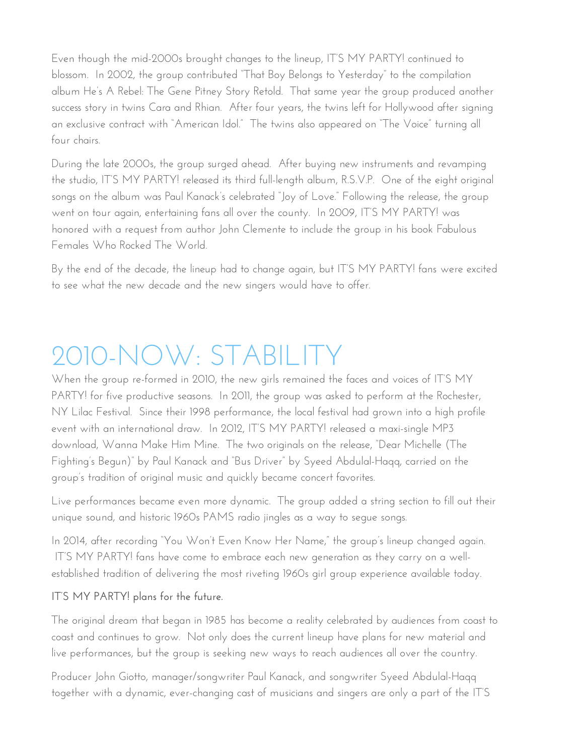Even though the mid-2000s brought changes to the lineup, IT'S MY PARTY! continued to blossom. In 2002, the group contributed "That Boy Belongs to Yesterday" to the compilation album He's A Rebel: The Gene Pitney Story Retold. That same year the group produced another success story in twins Cara and Rhian. After four years, the twins left for Hollywood after signing an exclusive contract with "American Idol." The twins also appeared on "The Voice" turning all four chairs.

During the late 2000s, the group surged ahead. After buying new instruments and revamping the studio, IT'S MY PARTY! released its third full-length album, R.S.V.P. One of the eight original songs on the album was Paul Kanack's celebrated "Joy of Love." Following the release, the group went on tour again, entertaining fans all over the county. In 2009, IT'S MY PARTY! was honored with a request from author John Clemente to include the group in his book Fabulous Females Who Rocked The World.

By the end of the decade, the lineup had to change again, but IT'S MY PARTY! fans were excited to see what the new decade and the new singers would have to offer.

# 2010-NOW: STABILITY

When the group re-formed in 2010, the new girls remained the faces and voices of IT'S MY PARTY! for five productive seasons. In 2011, the group was asked to perform at the Rochester, NY Lilac Festival. Since their 1998 performance, the local festival had grown into a high profile event with an international draw. In 2012, IT'S MY PARTY! released a maxi-single MP3 download, Wanna Make Him Mine. The two originals on the release, "Dear Michelle (The Fighting's Begun)" by Paul Kanack and "Bus Driver" by Syeed Abdulal-Haqq, carried on the group's tradition of original music and quickly became concert favorites.

Live performances became even more dynamic. The group added a string section to fill out their unique sound, and historic 1960s PAMS radio jingles as a way to segue songs.

In 2014, after recording "You Won't Even Know Her Name," the group's lineup changed again. IT'S MY PARTY! fans have come to embrace each new generation as they carry on a well-established tradition of delivering the most riveting 1960s girl group experience available today.

### IT'S MY PARTY! plans for the future.

The original dream that began in 1985 has become a reality celebrated by audiences from coast to coast and continues to grow. Not only does the current lineup have plans for new material and live performances, but the group is seeking new ways to reach audiences all over the country.

Producer John Giotto, manager/songwriter Paul Kanack, and songwriter Syeed Abdulal-Haqq together with a dynamic, ever-changing cast of musicians and singers are only a part of the IT'S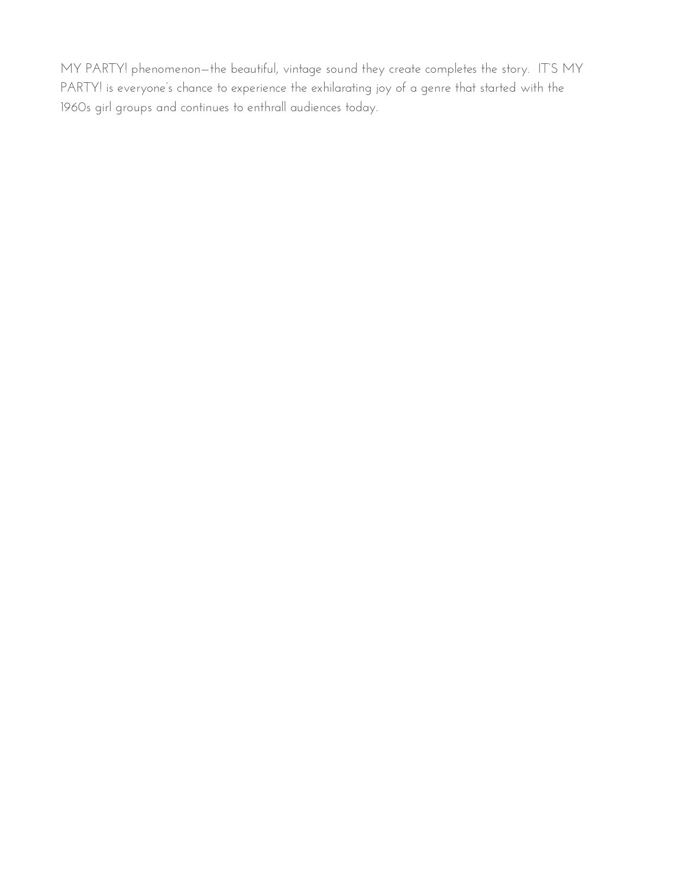MY PARTY! phenomenon—the beautiful, vintage sound they create completes the story. IT'S MY PARTY! is everyone's chance to experience the exhilarating joy of a genre that started with the 1960s girl groups and continues to enthrall audiences today.